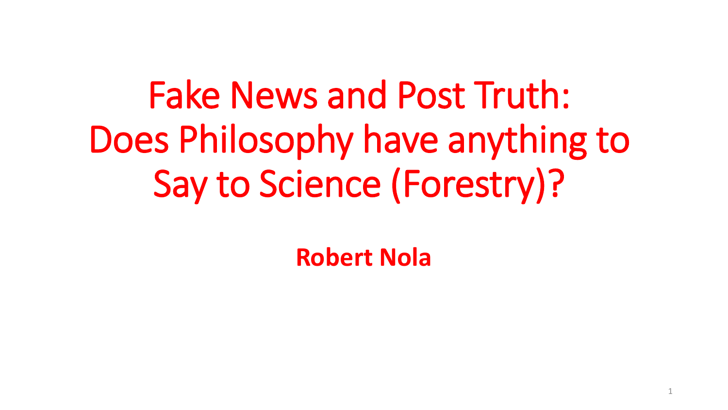# Fake News and Post Truth: Does Philosophy have anything to Say to Science (Forestry)?

**Robert Nola**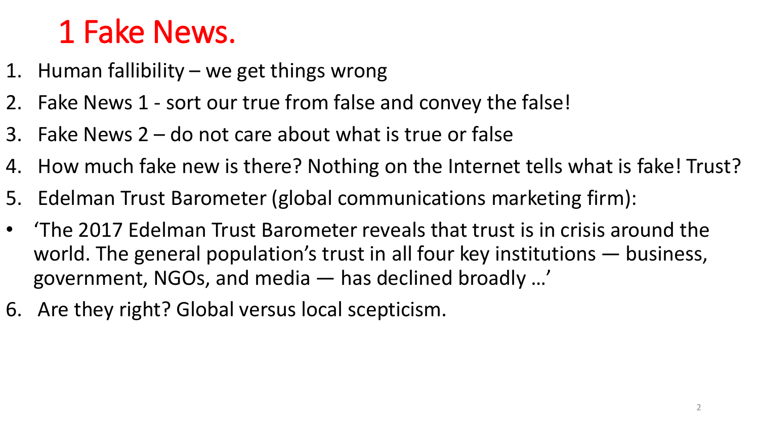# 1 Fake News.

1. Human fallibility – we get things wrong
2. Fake News 1 - sort our true from false and convey the false!
3. Fake News 2 – do not care about what is true or false
4. How much fake new is there? Nothing on the Internet tells what is fake! Trust?
5. Edelman Trust Barometer (global communications marketing firm):

- 'The 2017 Edelman Trust Barometer reveals that trust is in crisis around the world. The general population's trust in all four key institutions — business, government, NGOs, and media — has declined broadly …'

6. Are they right? Global versus local scepticism.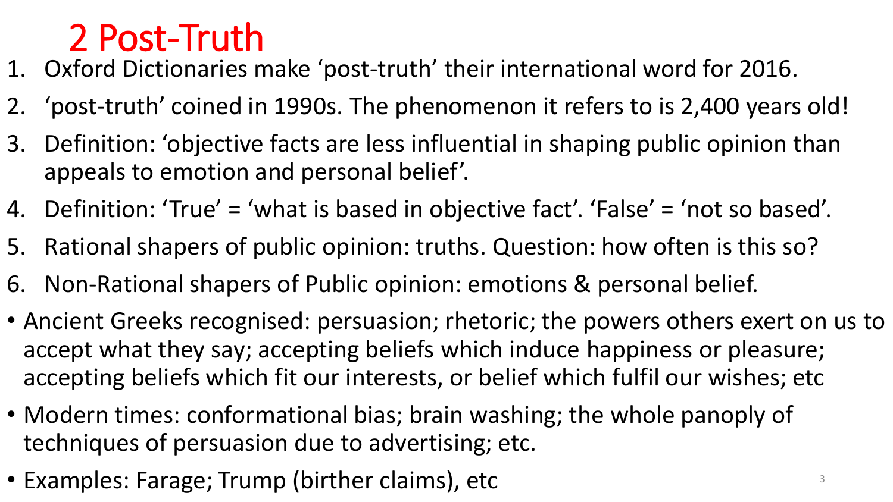# 2 Post-Truth

1. Oxford Dictionaries make 'post-truth' their international word for 2016.
2. 'post-truth' coined in 1990s. The phenomenon it refers to is 2,400 years old!
3. Definition: 'objective facts are less influential in shaping public opinion than appeals to emotion and personal belief'.
4. Definition: 'True' = 'what is based in objective fact'. 'False' = 'not so based'.
5. Rational shapers of public opinion: truths. Question: how often is this so?
6. Non-Rational shapers of Public opinion: emotions & personal belief.

- Ancient Greeks recognised: persuasion; rhetoric; the powers others exert on us to accept what they say; accepting beliefs which induce happiness or pleasure; accepting beliefs which fit our interests, or belief which fulfil our wishes; etc
- Modern times: conformational bias; brain washing; the whole panoply of techniques of persuasion due to advertising; etc.
- Examples: Farage; Trump (birther claims), etc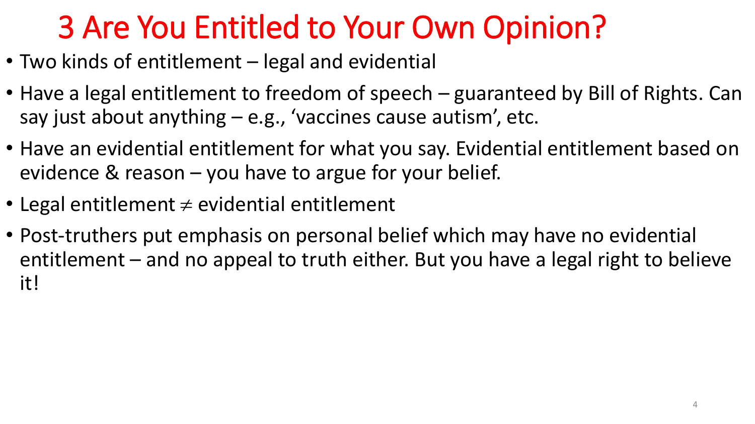# 3 Are You Entitled to Your Own Opinion?

- Two kinds of entitlement – legal and evidential
- Have a legal entitlement to freedom of speech – guaranteed by Bill of Rights. Can say just about anything – e.g., 'vaccines cause autism', etc.
- Have an evidential entitlement for what you say. Evidential entitlement based on evidence & reason – you have to argue for your belief.
- Legal entitlement $\neq$ evidential entitlement
- Post-truthers put emphasis on personal belief which may have no evidential entitlement – and no appeal to truth either. But you have a legal right to believe it!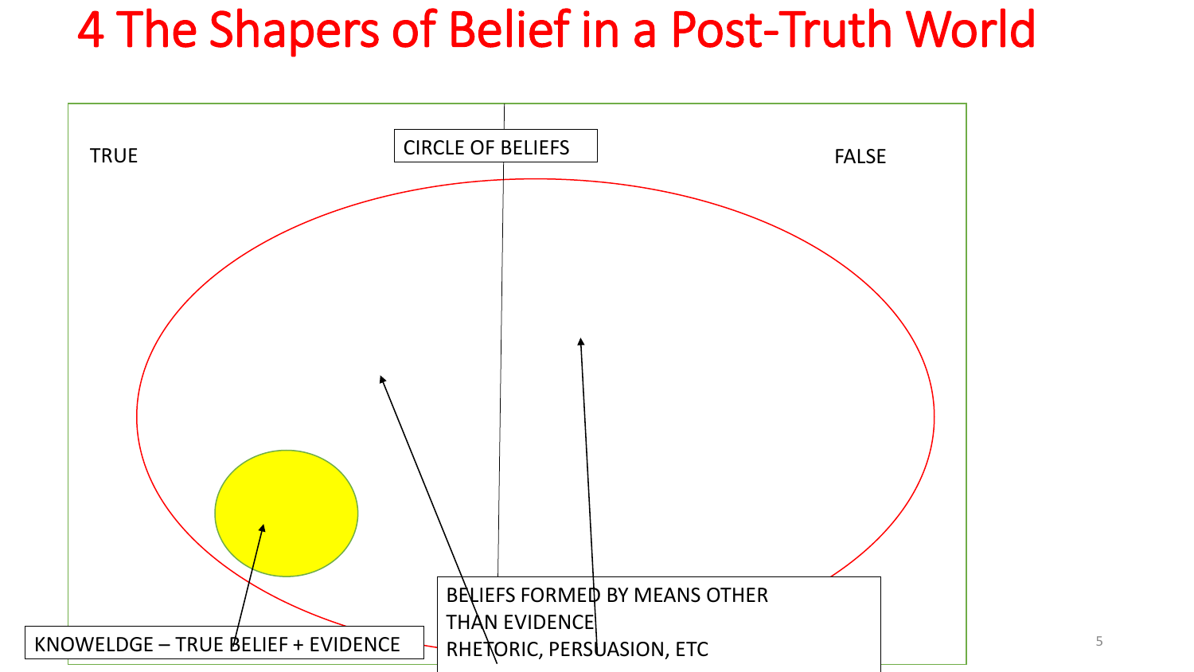# 4 The Shapers of Belief in a Post-Truth World

TRUE

CIRCLE OF BELIEFS

FALSE

KNOWELDGE – TRUE BELIEF + EVIDENCE

BELIEFS FORMED BY MEANS OTHER THAN EVIDENCE
RHETORIC, PERSUASION, ETC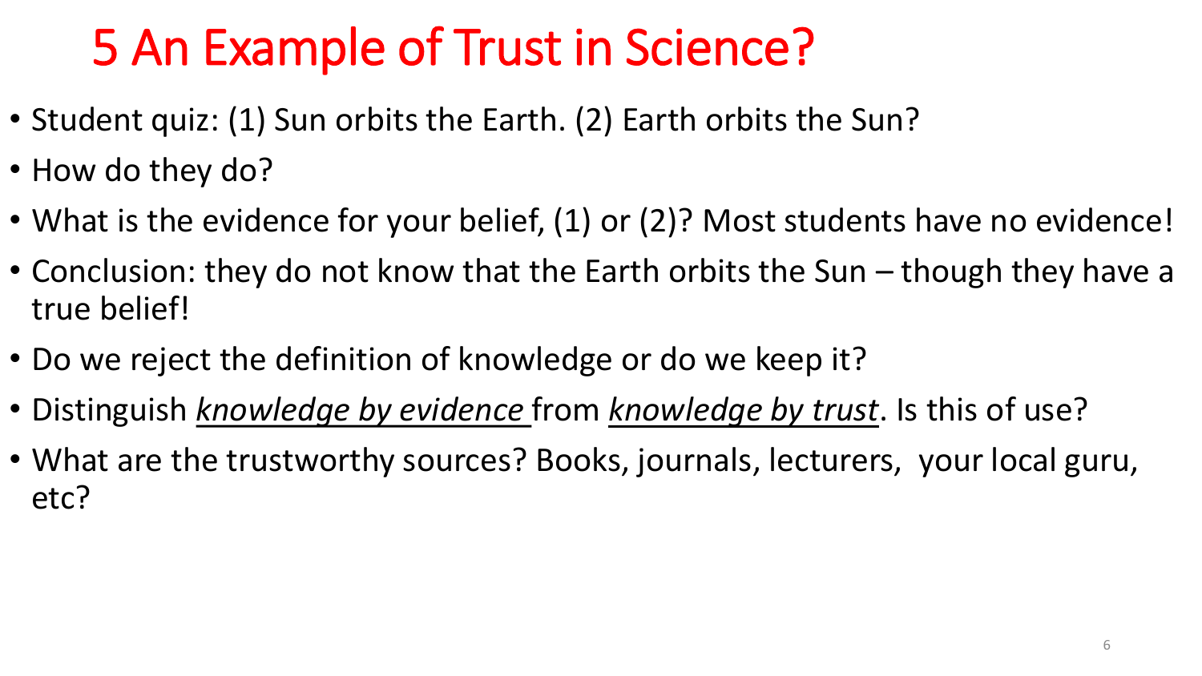# 5 An Example of Trust in Science?

- Student quiz: (1) Sun orbits the Earth. (2) Earth orbits the Sun?
- How do they do?
- What is the evidence for your belief, (1) or (2)? Most students have no evidence!
- Conclusion: they do not know that the Earth orbits the Sun – though they have a true belief!
- Do we reject the definition of knowledge or do we keep it?
- Distinguish <u>*knowledge by evidence*</u> from <u>*knowledge by trust*</u>. Is this of use?
- What are the trustworthy sources? Books, journals, lecturers, your local guru, etc?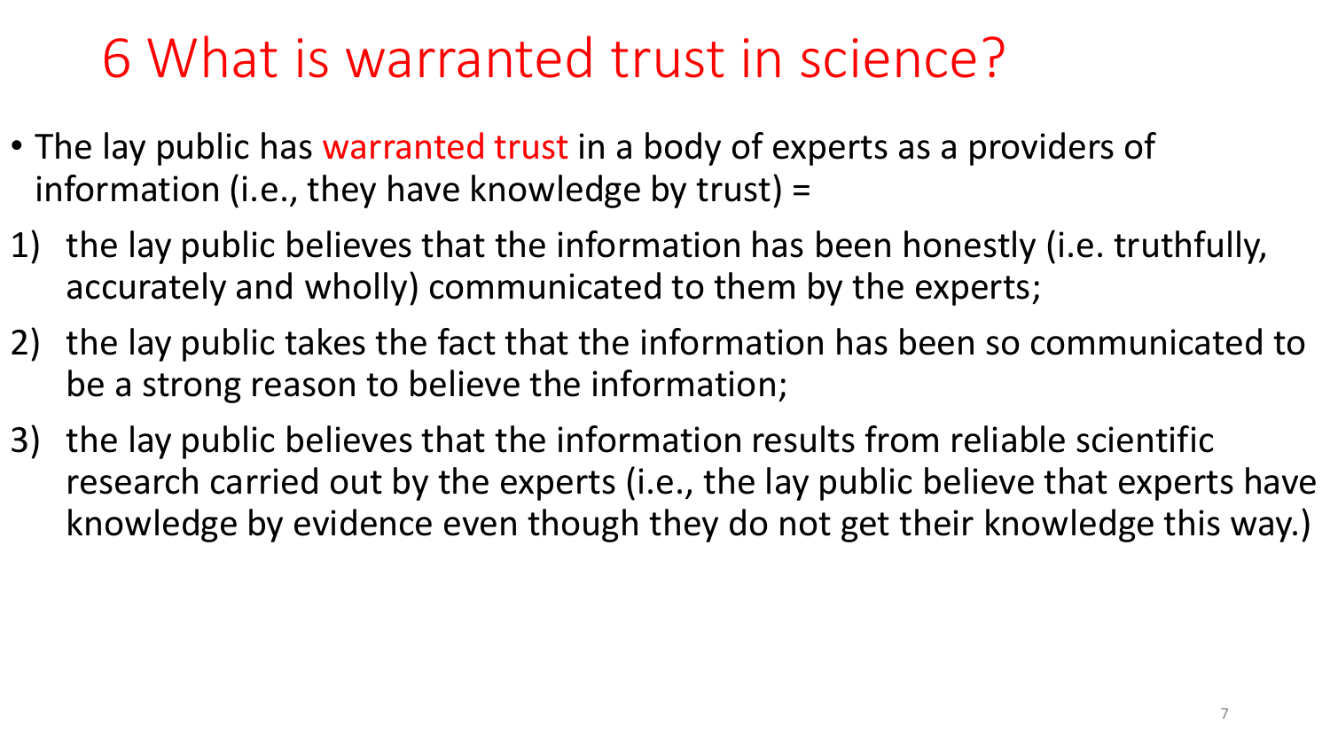# 6 What is warranted trust in science?

- The lay public has warranted trust in a body of experts as a providers of information (i.e., they have knowledge by trust) =

1) the lay public believes that the information has been honestly (i.e. truthfully, accurately and wholly) communicated to them by the experts;
2) the lay public takes the fact that the information has been so communicated to be a strong reason to believe the information;
3) the lay public believes that the information results from reliable scientific research carried out by the experts (i.e., the lay public believe that experts have knowledge by evidence even though they do not get their knowledge this way.)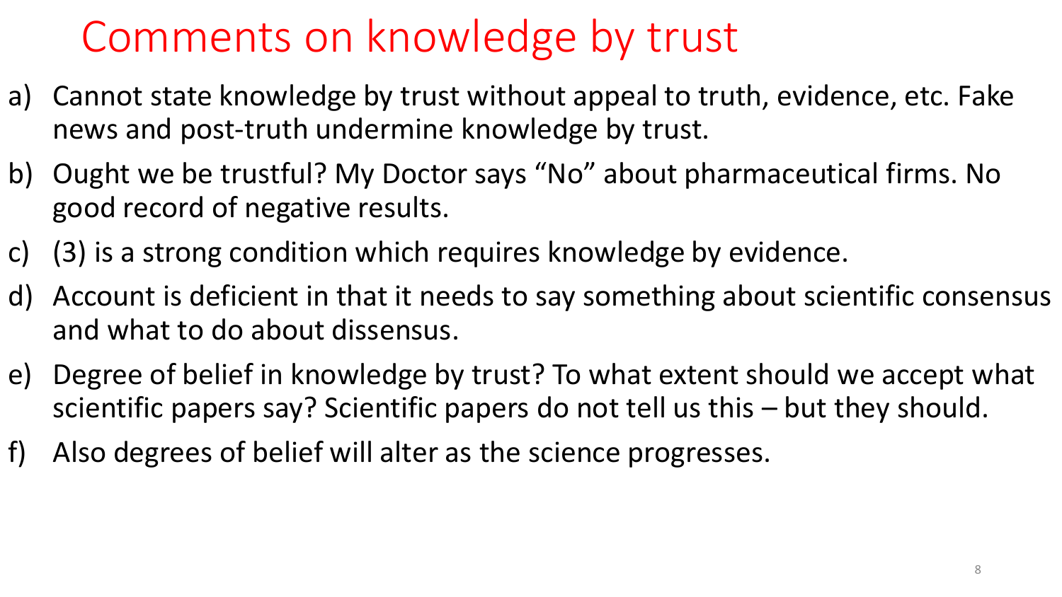# Comments on knowledge by trust

a) Cannot state knowledge by trust without appeal to truth, evidence, etc. Fake news and post-truth undermine knowledge by trust.

b) Ought we be trustful? My Doctor says "No" about pharmaceutical firms. No good record of negative results.

c) (3) is a strong condition which requires knowledge by evidence.

d) Account is deficient in that it needs to say something about scientific consensus and what to do about dissensus.

e) Degree of belief in knowledge by trust? To what extent should we accept what scientific papers say? Scientific papers do not tell us this – but they should.

f) Also degrees of belief will alter as the science progresses.